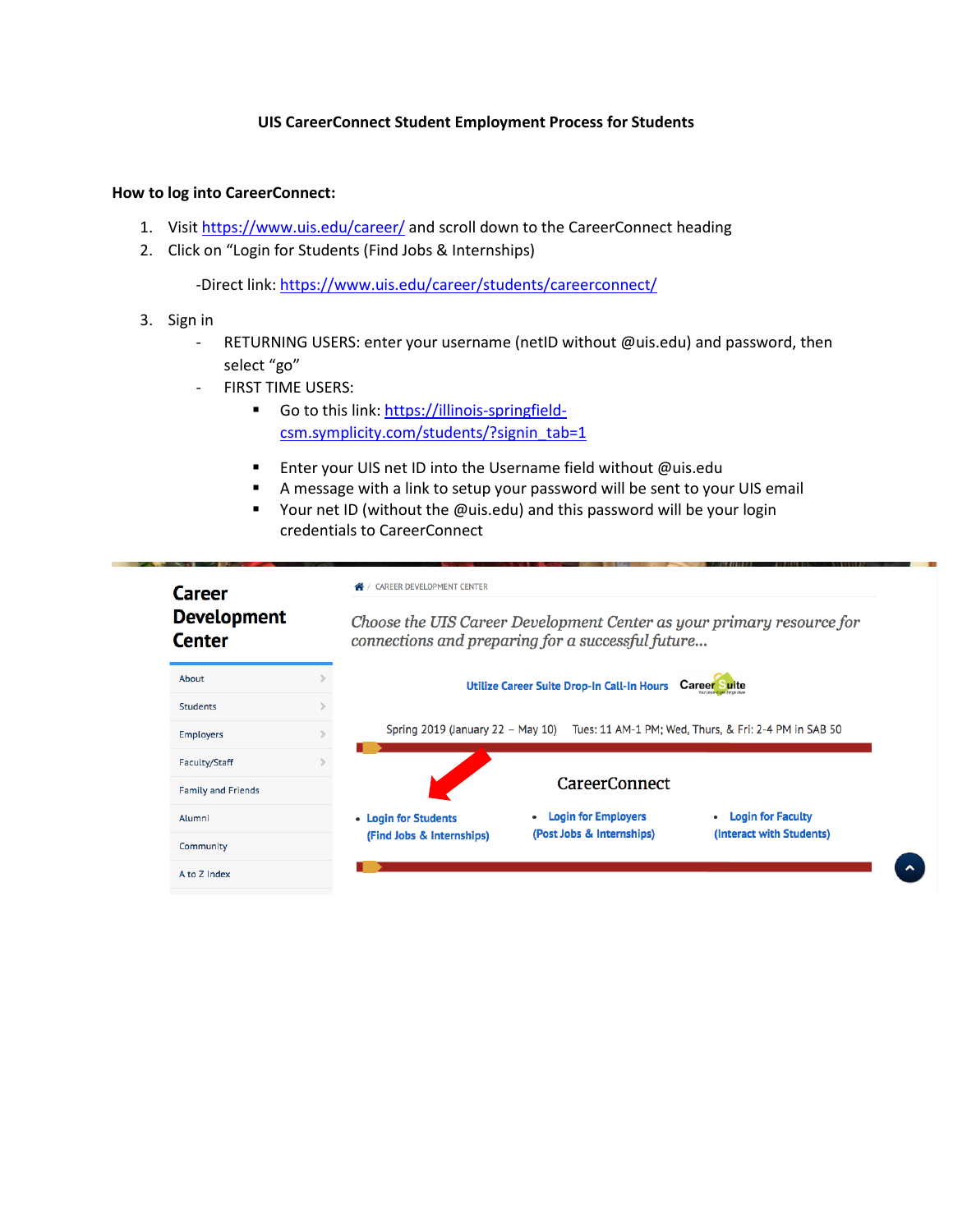# UIS CareerConnect Student Employment Process for Students

## How to log into CareerConnect:

1. Visit https://www.uis.edu/career/ and scroll down to the CareerConnect heading
2. Click on "Login for Students (Find Jobs & Internships)

   -Direct link: https://www.uis.edu/career/students/careerconnect/

3. Sign in
   - RETURNING USERS: enter your username (netID without @uis.edu) and password, then select "go"
   - FIRST TIME USERS:
     - Go to this link: https://illinois-springfield-csm.symplicity.com/students/?signin_tab=1
     - Enter your UIS net ID into the Username field without @uis.edu
     - A message with a link to setup your password will be sent to your UIS email
     - Your net ID (without the @uis.edu) and this password will be your login credentials to CareerConnect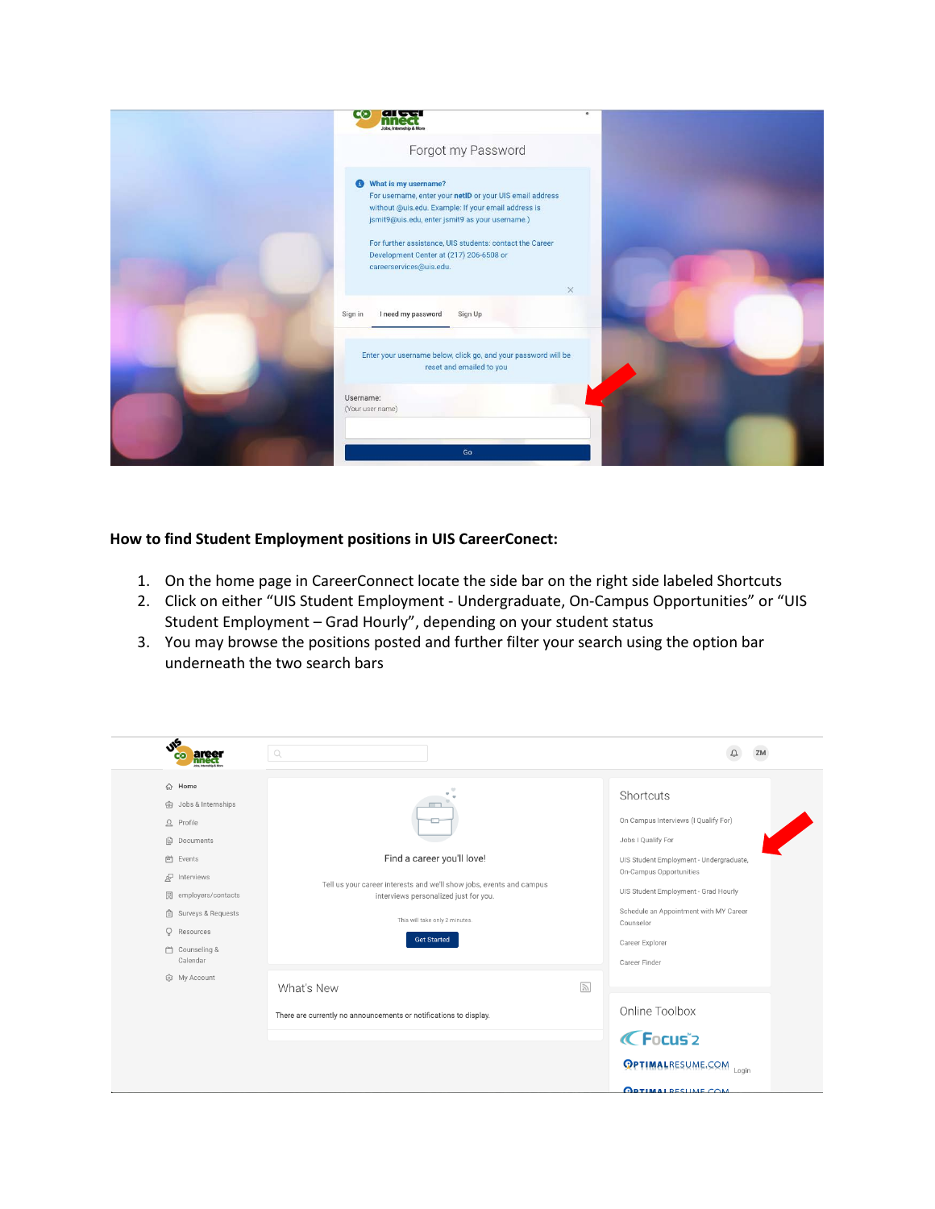**How to find Student Employment positions in UIS CareerConect:**

1. On the home page in CareerConnect locate the side bar on the right side labeled Shortcuts
2. Click on either "UIS Student Employment - Undergraduate, On-Campus Opportunities" or "UIS Student Employment – Grad Hourly", depending on your student status
3. You may browse the positions posted and further filter your search using the option bar underneath the two search bars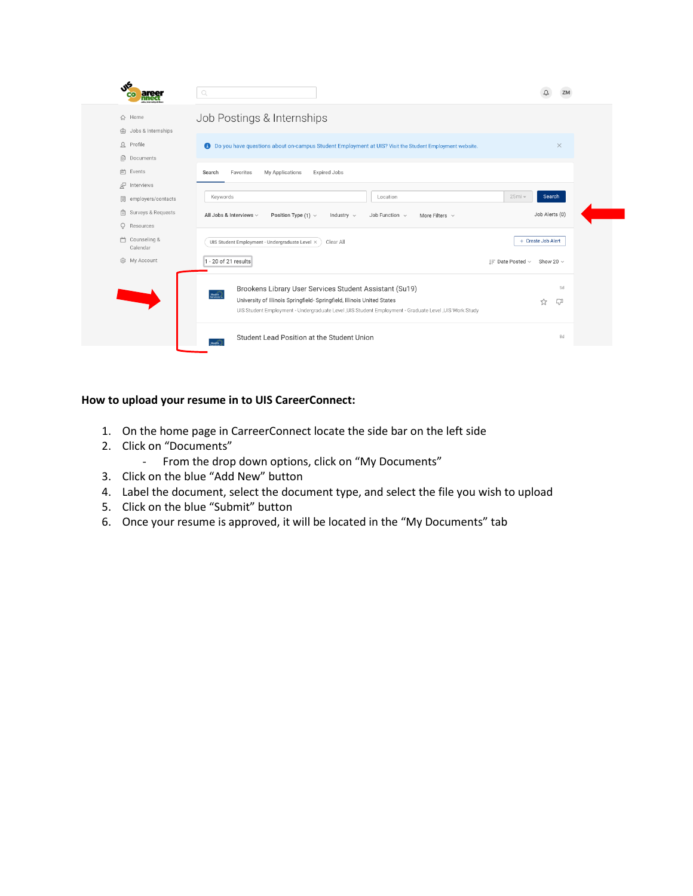**How to upload your resume in to UIS CareerConnect:**

1. On the home page in CarreerConnect locate the side bar on the left side
2. Click on “Documents”
   - From the drop down options, click on “My Documents”
3. Click on the blue “Add New” button
4. Label the document, select the document type, and select the file you wish to upload
5. Click on the blue “Submit” button
6. Once your resume is approved, it will be located in the “My Documents” tab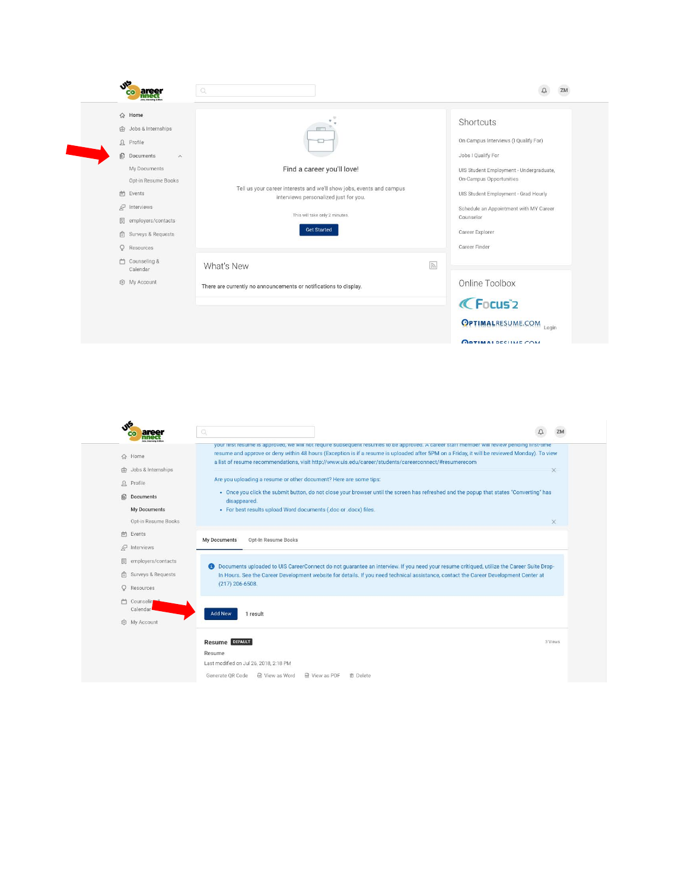Home

Jobs & Internships

Profile

Documents

My Documents

Opt-in Resume Books

Events

Interviews

employers/contacts

Surveys & Requests

Resources

Counseling & Calendar

My Account

Find a career you'll love!

Tell us your career interests and we'll show jobs, events and campus interviews personalized just for you.

This will take only 2 minutes.

Get Started

What's New

There are currently no announcements or notifications to display.

Shortcuts

On Campus Interviews (I Qualify For)

Jobs I Qualify For

UIS Student Employment - Undergraduate, On-Campus Opportunities

UIS Student Employment - Grad Hourly

Schedule an Appointment with MY Career Counselor

Career Explorer

Career Finder

Online Toolbox

Focus 2

OPTIMALRESUME.COM Login

---

Home

Jobs & Internships

Profile

Documents

My Documents

Opt-in Resume Books

Events

Interviews

employers/contacts

Surveys & Requests

Resources

Counseling & Calendar

My Account

your first resume is approved, we will not require subsequent resumes to be approved. A career staff member will review pending first-time resume and approve or deny within 48 hours (Exception is if a resume is uploaded after 5PM on a Friday, it will be reviewed Monday). To view a list of resume recommendations, visit http://www.uis.edu/career/students/careerconnect/#resumerecom

Are you uploading a resume or other document? Here are some tips:

- Once you click the submit button, do not close your browser until the screen has refreshed and the popup that states "Converting" has disappeared.
- For best results upload Word documents (.doc or .docx) files.

My Documents | Opt-In Resume Books

Documents uploaded to UIS CareerConnect do not guarantee an interview. If you need your resume critiqued, utilize the Career Suite Drop-In Hours. See the Career Development website for details. If you need technical assistance, contact the Career Development Center at (217) 206-6508.

Add New | 1 result

Resume DEFAULT | 3 Views

Resume

Last modified on Jul 26, 2018, 2:18 PM

Generate QR Code | View as Word | View as PDF | Delete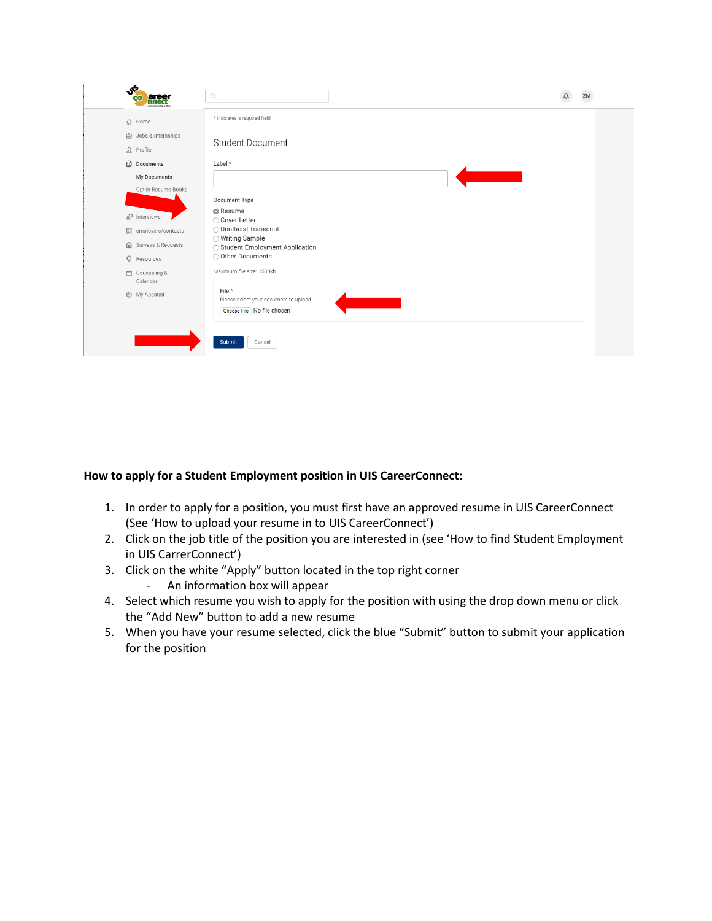**How to apply for a Student Employment position in UIS CareerConnect:**

1. In order to apply for a position, you must first have an approved resume in UIS CareerConnect (See 'How to upload your resume in to UIS CareerConnect')
2. Click on the job title of the position you are interested in (see 'How to find Student Employment in UIS CarrerConnect')
3. Click on the white "Apply" button located in the top right corner
   - An information box will appear
4. Select which resume you wish to apply for the position with using the drop down menu or click the "Add New" button to add a new resume
5. When you have your resume selected, click the blue "Submit" button to submit your application for the position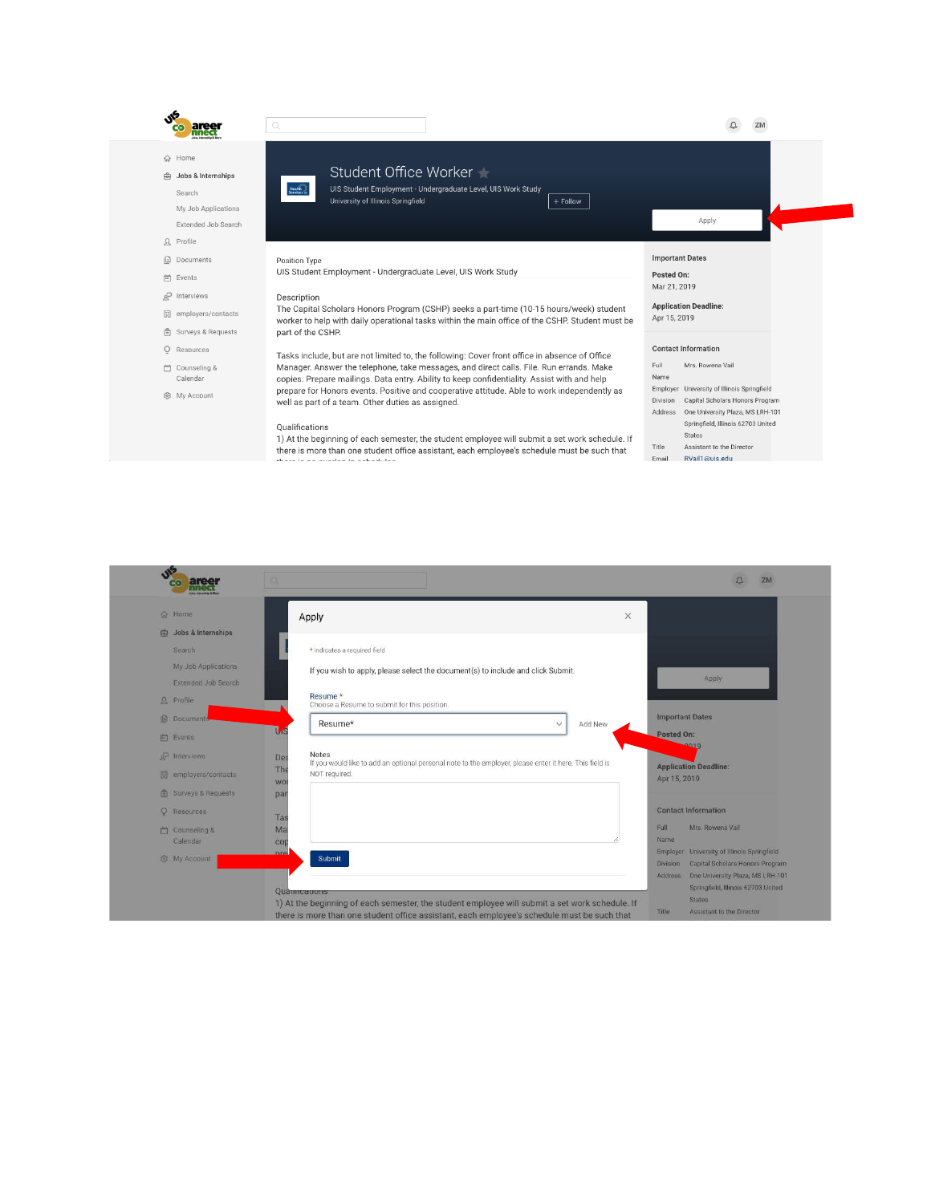Home

Jobs & Internships

Search

My Job Applications

Extended Job Search

Profile

Documents

Events

Interviews

employers/contacts

Surveys & Requests

Resources

Counseling & Calendar

My Account

# Student Office Worker

UIS Student Employment - Undergraduate Level, UIS Work Study

University of Illinois Springfield

+ Follow

Apply

Position Type

UIS Student Employment - Undergraduate Level, UIS Work Study

Description

The Capital Scholars Honors Program (CSHP) seeks a part-time (10-15 hours/week) student worker to help with daily operational tasks within the main office of the CSHP. Student must be part of the CSHP.

Tasks include, but are not limited to, the following: Cover front office in absence of Office Manager. Answer the telephone, take messages, and direct calls. File. Run errands. Make copies. Prepare mailings. Data entry. Ability to keep confidentiality. Assist with and help prepare for Honors events. Positive and cooperative attitude. Able to work independently as well as part of a team. Other duties as assigned.

Qualifications

1) At the beginning of each semester, the student employee will submit a set work schedule. If there is more than one student office assistant, each employee's schedule must be such that

**Important Dates**

**Posted On:**
Mar 21, 2019

**Application Deadline:**
Apr 15, 2019

**Contact Information**

| | |
|---|---|
| Full Name | Mrs. Rowena Vail |
| Employer | University of Illinois Springfield |
| Division | Capital Scholars Honors Program |
| Address | One University Plaza, MS LRH-101 Springfield, Illinois 62703 United States |
| Title | Assistant to the Director |
| Email | RVail1@uis.edu |

## Apply

* indicates a required field

If you wish to apply, please select the document(s) to include and click Submit.

Resume *
Choose a Resume to submit for this position

Resume*

Add New

Notes
If you would like to add an optional personal note to the employer, please enter it here. This field is NOT required.

Submit